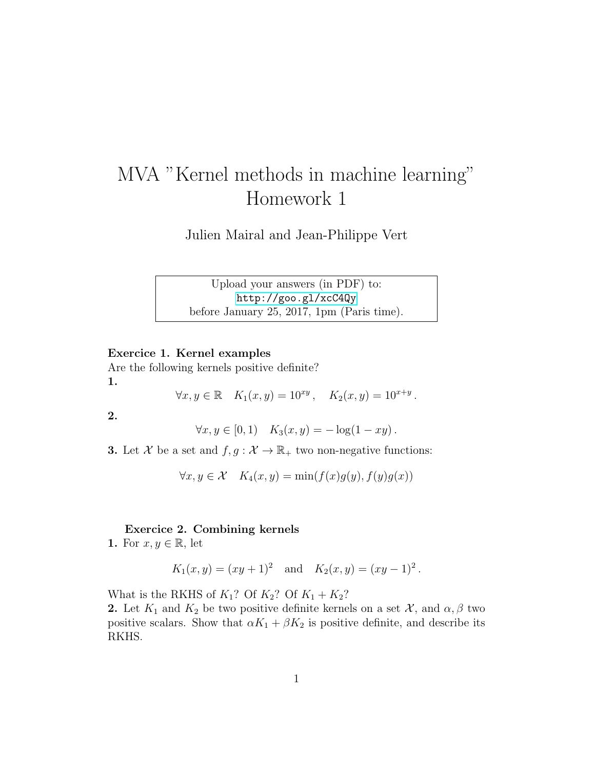# MVA "Kernel methods in machine learning" Homework 1

Julien Mairal and Jean-Philippe Vert

Upload your answers (in PDF) to:
http://goo.gl/xcC4Qy
before January 25, 2017, 1pm (Paris time).

**Exercice 1. Kernel examples**

Are the following kernels positive definite?

**1.**

$$\forall x, y \in \mathbb{R} \quad K_1(x, y) = 10^{xy}, \quad K_2(x, y) = 10^{x+y}.$$

**2.**

$$\forall x, y \in [0, 1) \quad K_3(x, y) = -\log(1 - xy).$$

**3.** Let $\mathcal{X}$ be a set and $f, g : \mathcal{X} \to \mathbb{R}_+$ two non-negative functions:

$$\forall x, y \in \mathcal{X} \quad K_4(x, y) = \min(f(x)g(y), f(y)g(x))$$

**Exercice 2. Combining kernels**

**1.** For $x, y \in \mathbb{R}$, let

$$K_1(x, y) = (xy + 1)^2 \quad \text{and} \quad K_2(x, y) = (xy - 1)^2.$$

What is the RKHS of $K_1$? Of $K_2$? Of $K_1 + K_2$?

**2.** Let $K_1$ and $K_2$ be two positive definite kernels on a set $\mathcal{X}$, and $\alpha, \beta$ two positive scalars. Show that $\alpha K_1 + \beta K_2$ is positive definite, and describe its RKHS.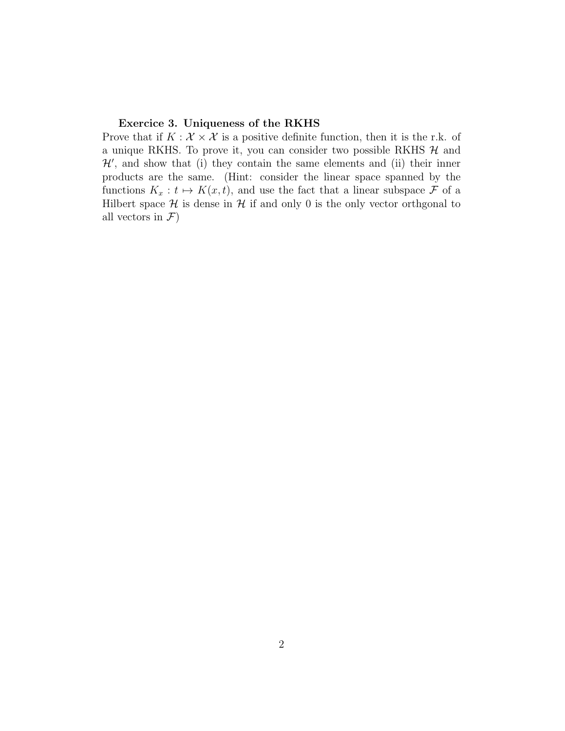**Exercice 3. Uniqueness of the RKHS**

Prove that if $K : \mathcal{X} \times \mathcal{X}$ is a positive definite function, then it is the r.k. of a unique RKHS. To prove it, you can consider two possible RKHS $\mathcal{H}$ and $\mathcal{H}'$, and show that (i) they contain the same elements and (ii) their inner products are the same. (Hint: consider the linear space spanned by the functions $K_x : t \mapsto K(x, t)$, and use the fact that a linear subspace $\mathcal{F}$ of a Hilbert space $\mathcal{H}$ is dense in $\mathcal{H}$ if and only 0 is the only vector orthgonal to all vectors in $\mathcal{F}$)